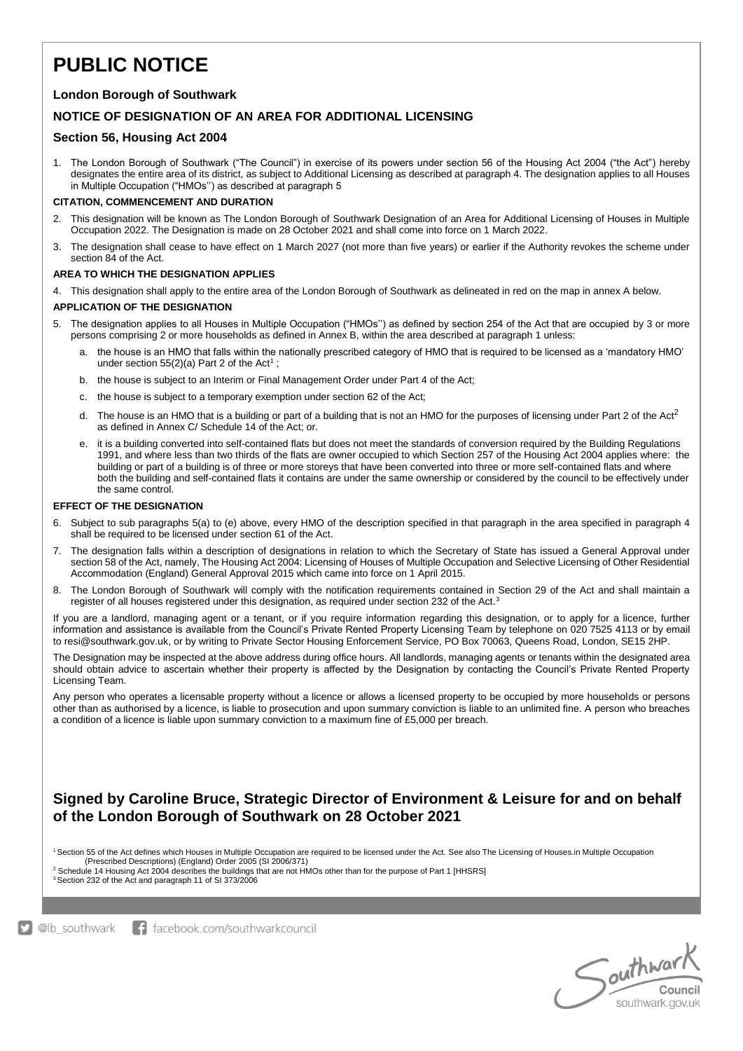# PUBLIC NOTICE

### London Borough of Southwark

### NOTICE OF DESIGNATION OF AN AREA FOR ADDITIONAL LICENSING

### Section 56, Housing Act 2004

1. The London Borough of Southwark ("The Council") in exercise of its powers under section 56 of the Housing Act 2004 ("the Act") hereby designates the entire area of its district, as subject to Additional Licensing as described at paragraph 4. The designation applies to all Houses in Multiple Occupation ("HMOs'') as described at paragraph 5

**CITATION, COMMENCEMENT AND DURATION**

2. This designation will be known as The London Borough of Southwark Designation of an Area for Additional Licensing of Houses in Multiple Occupation 2022. The Designation is made on 28 October 2021 and shall come into force on 1 March 2022.
3. The designation shall cease to have effect on 1 March 2027 (not more than five years) or earlier if the Authority revokes the scheme under section 84 of the Act.

**AREA TO WHICH THE DESIGNATION APPLIES**

4. This designation shall apply to the entire area of the London Borough of Southwark as delineated in red on the map in annex A below.

**APPLICATION OF THE DESIGNATION**

5. The designation applies to all Houses in Multiple Occupation ("HMOs'') as defined by section 254 of the Act that are occupied by 3 or more persons comprising 2 or more households as defined in Annex B, within the area described at paragraph 1 unless:
   a. the house is an HMO that falls within the nationally prescribed category of HMO that is required to be licensed as a 'mandatory HMO' under section 55(2)(a) Part 2 of the Act[1] ;
   b. the house is subject to an Interim or Final Management Order under Part 4 of the Act;
   c. the house is subject to a temporary exemption under section 62 of the Act;
   d. The house is an HMO that is a building or part of a building that is not an HMO for the purposes of licensing under Part 2 of the Act[2] as defined in Annex C/ Schedule 14 of the Act; or.
   e. it is a building converted into self-contained flats but does not meet the standards of conversion required by the Building Regulations 1991, and where less than two thirds of the flats are owner occupied to which Section 257 of the Housing Act 2004 applies where: the building or part of a building is of three or more storeys that have been converted into three or more self-contained flats and where both the building and self-contained flats it contains are under the same ownership or considered by the council to be effectively under the same control.

**EFFECT OF THE DESIGNATION**

6. Subject to sub paragraphs 5(a) to (e) above, every HMO of the description specified in that paragraph in the area specified in paragraph 4 shall be required to be licensed under section 61 of the Act.
7. The designation falls within a description of designations in relation to which the Secretary of State has issued a General Approval under section 58 of the Act, namely, The Housing Act 2004: Licensing of Houses of Multiple Occupation and Selective Licensing of Other Residential Accommodation (England) General Approval 2015 which came into force on 1 April 2015.
8. The London Borough of Southwark will comply with the notification requirements contained in Section 29 of the Act and shall maintain a register of all houses registered under this designation, as required under section 232 of the Act.[3]

If you are a landlord, managing agent or a tenant, or if you require information regarding this designation, or to apply for a licence, further information and assistance is available from the Council's Private Rented Property Licensing Team by telephone on 020 7525 4113 or by email to resi@southwark.gov.uk, or by writing to Private Sector Housing Enforcement Service, PO Box 70063, Queens Road, London, SE15 2HP.

The Designation may be inspected at the above address during office hours. All landlords, managing agents or tenants within the designated area should obtain advice to ascertain whether their property is affected by the Designation by contacting the Council's Private Rented Property Licensing Team.

Any person who operates a licensable property without a licence or allows a licensed property to be occupied by more households or persons other than as authorised by a licence, is liable to prosecution and upon summary conviction is liable to an unlimited fine. A person who breaches a condition of a licence is liable upon summary conviction to a maximum fine of £5,000 per breach.

## Signed by Caroline Bruce, Strategic Director of Environment & Leisure for and on behalf of the London Borough of Southwark on 28 October 2021

[1] Section 55 of the Act defines which Houses in Multiple Occupation are required to be licensed under the Act. See also The Licensing of Houses.in Multiple Occupation (Prescribed Descriptions) (England) Order 2005 (SI 2006/371)

[2] Schedule 14 Housing Act 2004 describes the buildings that are not HMOs other than for the purpose of Part 1 [HHSRS]

[3] Section 232 of the Act and paragraph 11 of SI 373/2006

@lb_southwark facebook.com/southwarkcouncil

Southwark Council southwark.gov.uk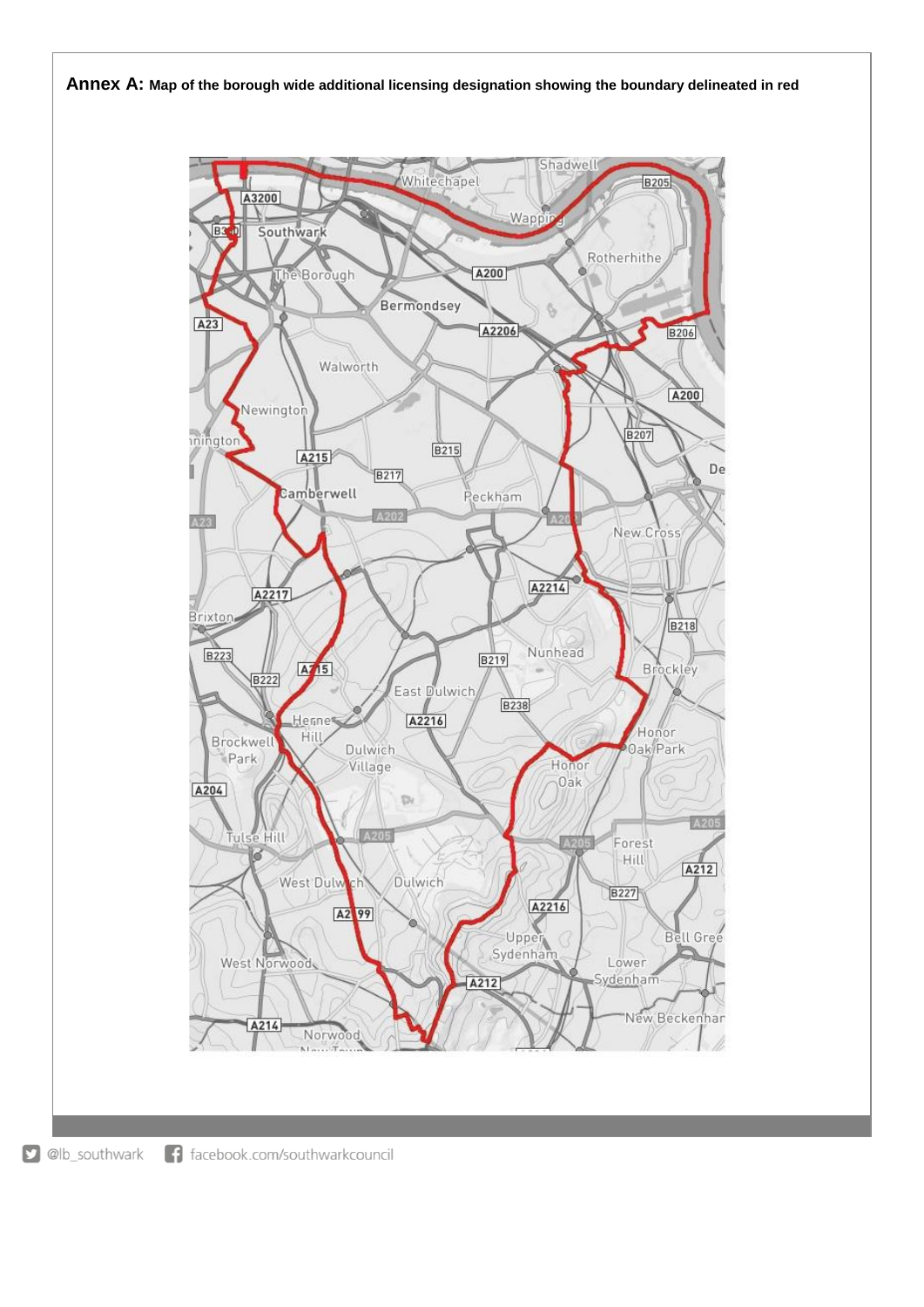**Annex A:** **Map of the borough wide additional licensing designation showing the boundary delineated in red**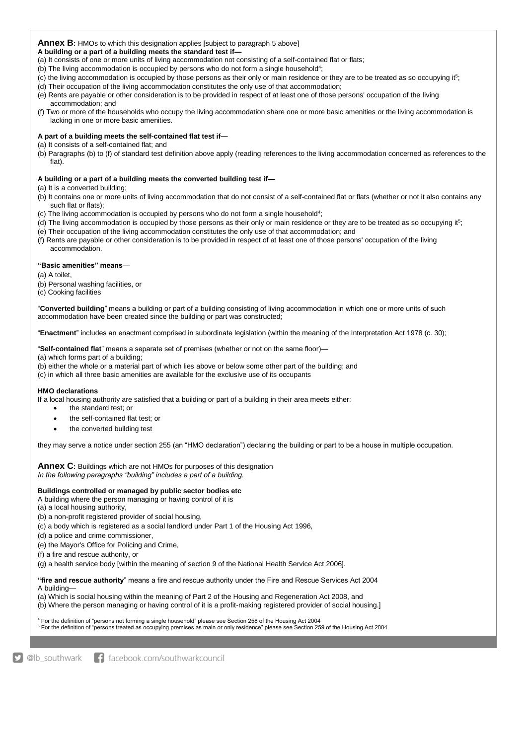**Annex B:** HMOs to which this designation applies [subject to paragraph 5 above]

**A building or a part of a building meets the standard test if—**

(a) It consists of one or more units of living accommodation not consisting of a self-contained flat or flats;

(b) The living accommodation is occupied by persons who do not form a single household[4];

(c) the living accommodation is occupied by those persons as their only or main residence or they are to be treated as so occupying it[5];

(d) Their occupation of the living accommodation constitutes the only use of that accommodation;

(e) Rents are payable or other consideration is to be provided in respect of at least one of those persons' occupation of the living accommodation; and

(f) Two or more of the households who occupy the living accommodation share one or more basic amenities or the living accommodation is lacking in one or more basic amenities.

**A part of a building meets the self-contained flat test if—**

(a) It consists of a self-contained flat; and

(b) Paragraphs (b) to (f) of standard test definition above apply (reading references to the living accommodation concerned as references to the flat).

**A building or a part of a building meets the converted building test if—**

(a) It is a converted building;

(b) It contains one or more units of living accommodation that do not consist of a self-contained flat or flats (whether or not it also contains any such flat or flats);

(c) The living accommodation is occupied by persons who do not form a single household[4];

(d) The living accommodation is occupied by those persons as their only or main residence or they are to be treated as so occupying it[5];

(e) Their occupation of the living accommodation constitutes the only use of that accommodation; and

(f) Rents are payable or other consideration is to be provided in respect of at least one of those persons' occupation of the living accommodation.

**"Basic amenities" means**—

(a) A toilet,

(b) Personal washing facilities, or

(c) Cooking facilities

"**Converted building**" means a building or part of a building consisting of living accommodation in which one or more units of such accommodation have been created since the building or part was constructed;

"**Enactment**" includes an enactment comprised in subordinate legislation (within the meaning of the Interpretation Act 1978 (c. 30);

"**Self-contained flat**" means a separate set of premises (whether or not on the same floor)—

(a) which forms part of a building;

(b) either the whole or a material part of which lies above or below some other part of the building; and

(c) in which all three basic amenities are available for the exclusive use of its occupants

**HMO declarations**

If a local housing authority are satisfied that a building or part of a building in their area meets either:

- the standard test; or
- the self-contained flat test; or
- the converted building test

they may serve a notice under section 255 (an "HMO declaration") declaring the building or part to be a house in multiple occupation.

**Annex C:** Buildings which are not HMOs for purposes of this designation

*In the following paragraphs "building" includes a part of a building.*

**Buildings controlled or managed by public sector bodies etc**

A building where the person managing or having control of it is

(a) a local housing authority,

(b) a non-profit registered provider of social housing,

(c) a body which is registered as a social landlord under Part 1 of the Housing Act 1996,

(d) a police and crime commissioner,

(e) the Mayor's Office for Policing and Crime,

(f) a fire and rescue authority, or

(g) a health service body [within the meaning of section 9 of the National Health Service Act 2006].

**"fire and rescue authority"** means a fire and rescue authority under the Fire and Rescue Services Act 2004

A building—

(a) Which is social housing within the meaning of Part 2 of the Housing and Regeneration Act 2008, and

(b) Where the person managing or having control of it is a profit-making registered provider of social housing.]

[4] For the definition of "persons not forming a single household" please see Section 258 of the Housing Act 2004

[5] For the definition of "persons treated as occupying premises as main or only residence" please see Section 259 of the Housing Act 2004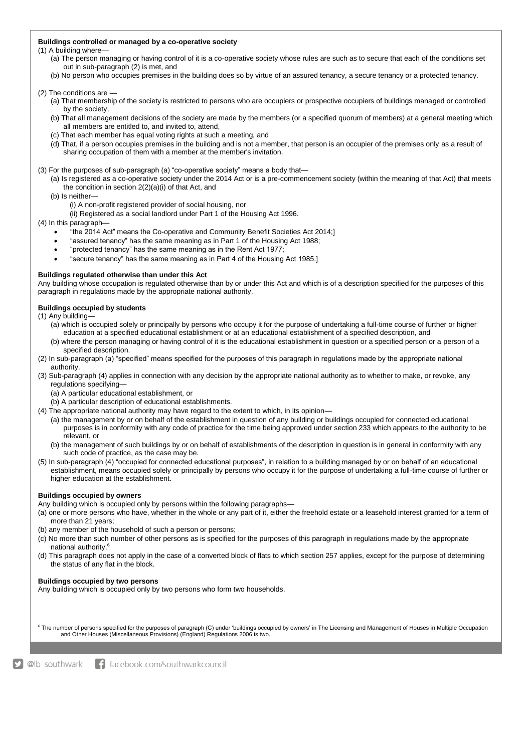**Buildings controlled or managed by a co-operative society**

(1) A building where—

- (a) The person managing or having control of it is a co-operative society whose rules are such as to secure that each of the conditions set out in sub-paragraph (2) is met, and
- (b) No person who occupies premises in the building does so by virtue of an assured tenancy, a secure tenancy or a protected tenancy.

(2) The conditions are —

- (a) That membership of the society is restricted to persons who are occupiers or prospective occupiers of buildings managed or controlled by the society,
- (b) That all management decisions of the society are made by the members (or a specified quorum of members) at a general meeting which all members are entitled to, and invited to, attend,
- (c) That each member has equal voting rights at such a meeting, and
- (d) That, if a person occupies premises in the building and is not a member, that person is an occupier of the premises only as a result of sharing occupation of them with a member at the member's invitation.

(3) For the purposes of sub-paragraph (a) "co-operative society" means a body that—

- (a) Is registered as a co-operative society under the 2014 Act or is a pre-commencement society (within the meaning of that Act) that meets the condition in section 2(2)(a)(i) of that Act, and
- (b) Is neither—
  - (i) A non-profit registered provider of social housing, nor
  - (ii) Registered as a social landlord under Part 1 of the Housing Act 1996.

(4) In this paragraph—

- "the 2014 Act" means the Co-operative and Community Benefit Societies Act 2014;]
- "assured tenancy" has the same meaning as in Part 1 of the Housing Act 1988;
- "protected tenancy" has the same meaning as in the Rent Act 1977;
- "secure tenancy" has the same meaning as in Part 4 of the Housing Act 1985.]

**Buildings regulated otherwise than under this Act**

Any building whose occupation is regulated otherwise than by or under this Act and which is of a description specified for the purposes of this paragraph in regulations made by the appropriate national authority.

**Buildings occupied by students**

(1) Any building—

- (a) which is occupied solely or principally by persons who occupy it for the purpose of undertaking a full-time course of further or higher education at a specified educational establishment or at an educational establishment of a specified description, and
- (b) where the person managing or having control of it is the educational establishment in question or a specified person or a person of a specified description.

(2) In sub-paragraph (a) "specified" means specified for the purposes of this paragraph in regulations made by the appropriate national authority.

(3) Sub-paragraph (4) applies in connection with any decision by the appropriate national authority as to whether to make, or revoke, any regulations specifying—

- (a) A particular educational establishment, or
- (b) A particular description of educational establishments.

(4) The appropriate national authority may have regard to the extent to which, in its opinion—

- (a) the management by or on behalf of the establishment in question of any building or buildings occupied for connected educational purposes is in conformity with any code of practice for the time being approved under section 233 which appears to the authority to be relevant, or
- (b) the management of such buildings by or on behalf of establishments of the description in question is in general in conformity with any such code of practice, as the case may be.

(5) In sub-paragraph (4) "occupied for connected educational purposes", in relation to a building managed by or on behalf of an educational establishment, means occupied solely or principally by persons who occupy it for the purpose of undertaking a full-time course of further or higher education at the establishment.

**Buildings occupied by owners**

Any building which is occupied only by persons within the following paragraphs—

(a) one or more persons who have, whether in the whole or any part of it, either the freehold estate or a leasehold interest granted for a term of more than 21 years;

(b) any member of the household of such a person or persons;

(c) No more than such number of other persons as is specified for the purposes of this paragraph in regulations made by the appropriate national authority.[6]

(d) This paragraph does not apply in the case of a converted block of flats to which section 257 applies, except for the purpose of determining the status of any flat in the block.

**Buildings occupied by two persons**

Any building which is occupied only by two persons who form two households.

[6] The number of persons specified for the purposes of paragraph (C) under 'buildings occupied by owners' in The Licensing and Management of Houses in Multiple Occupation and Other Houses (Miscellaneous Provisions) (England) Regulations 2006 is two.